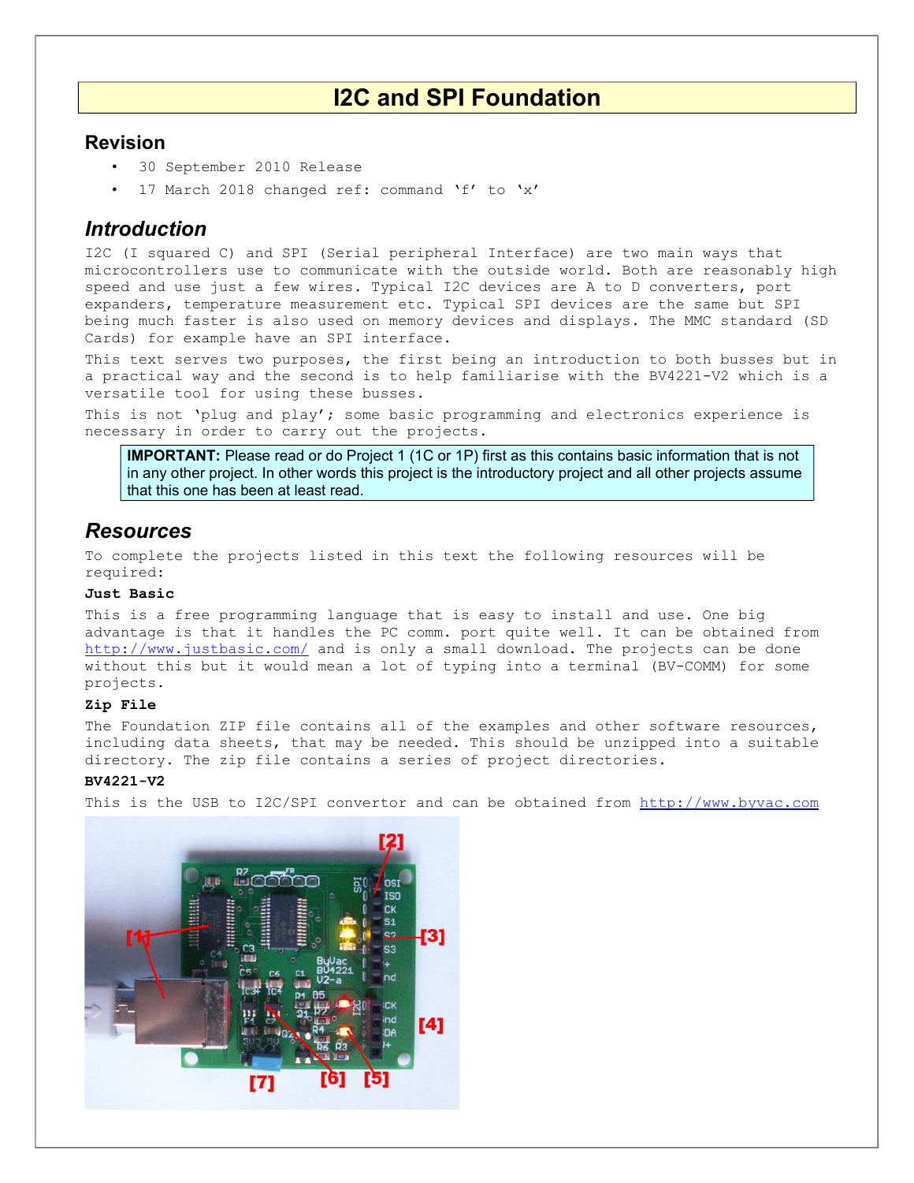# I2C and SPI Foundation

## Revision

- 30 September 2010 Release
- 17 March 2018 changed ref: command 'f' to 'x'

## *Introduction*

I2C (I squared C) and SPI (Serial peripheral Interface) are two main ways that microcontrollers use to communicate with the outside world. Both are reasonably high speed and use just a few wires. Typical I2C devices are A to D converters, port expanders, temperature measurement etc. Typical SPI devices are the same but SPI being much faster is also used on memory devices and displays. The MMC standard (SD Cards) for example have an SPI interface.

This text serves two purposes, the first being an introduction to both busses but in a practical way and the second is to help familiarise with the BV4221-V2 which is a versatile tool for using these busses.

This is not 'plug and play'; some basic programming and electronics experience is necessary in order to carry out the projects.

> **IMPORTANT:** Please read or do Project 1 (1C or 1P) first as this contains basic information that is not in any other project. In other words this project is the introductory project and all other projects assume that this one has been at least read.

## *Resources*

To complete the projects listed in this text the following resources will be required:

**Just Basic**

This is a free programming language that is easy to install and use. One big advantage is that it handles the PC comm. port quite well. It can be obtained from http://www.justbasic.com/ and is only a small download. The projects can be done without this but it would mean a lot of typing into a terminal (BV-COMM) for some projects.

**Zip File**

The Foundation ZIP file contains all of the examples and other software resources, including data sheets, that may be needed. This should be unzipped into a suitable directory. The zip file contains a series of project directories.

**BV4221-V2**

This is the USB to I2C/SPI convertor and can be obtained from http://www.byvac.com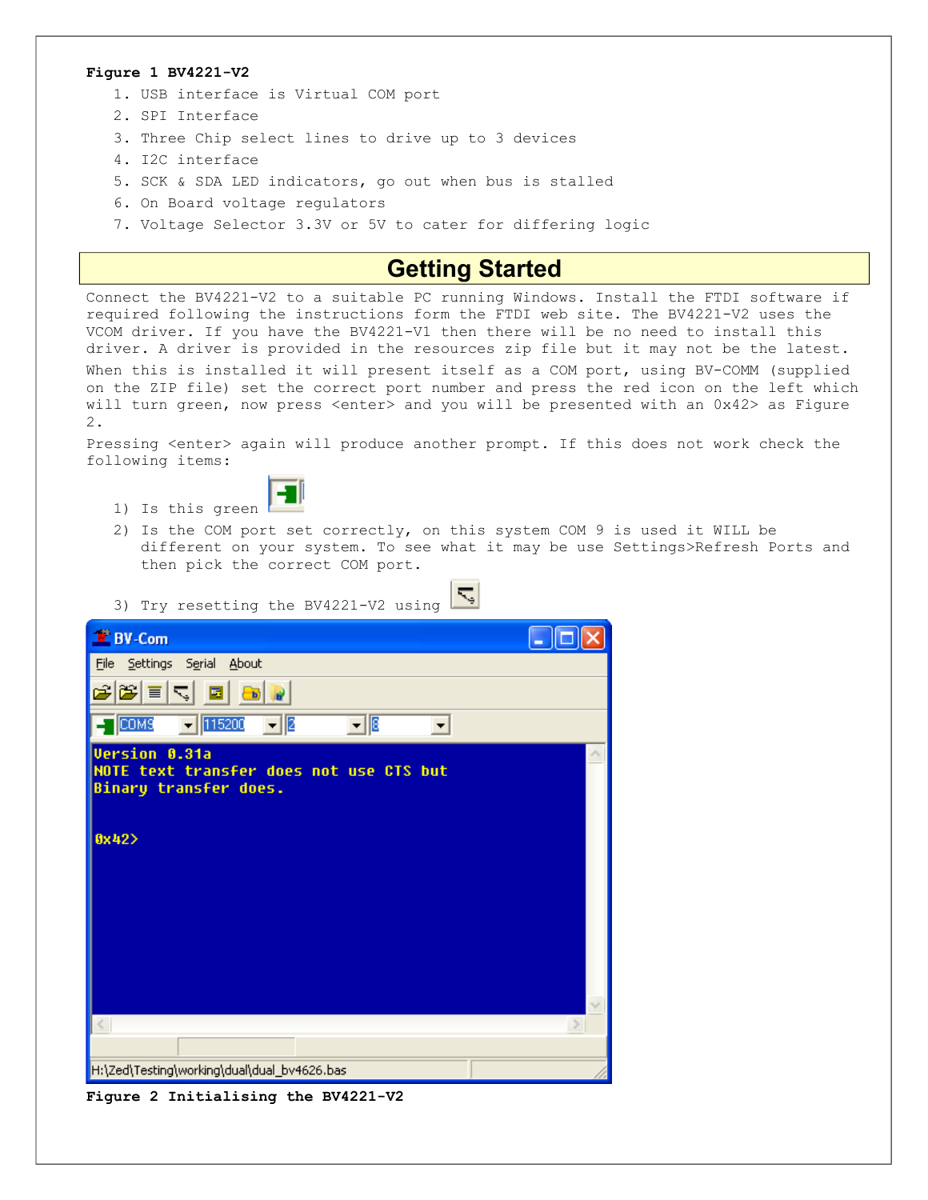**Figure 1 BV4221-V2**

1. USB interface is Virtual COM port
2. SPI Interface
3. Three Chip select lines to drive up to 3 devices
4. I2C interface
5. SCK & SDA LED indicators, go out when bus is stalled
6. On Board voltage regulators
7. Voltage Selector 3.3V or 5V to cater for differing logic

## Getting Started

Connect the BV4221-V2 to a suitable PC running Windows. Install the FTDI software if required following the instructions form the FTDI web site. The BV4221-V2 uses the VCOM driver. If you have the BV4221-V1 then there will be no need to install this driver. A driver is provided in the resources zip file but it may not be the latest.

When this is installed it will present itself as a COM port, using BV-COMM (supplied on the ZIP file) set the correct port number and press the red icon on the left which will turn green, now press <enter> and you will be presented with an 0x42> as Figure 2.

Pressing <enter> again will produce another prompt. If this does not work check the following items:

1) Is this green
2) Is the COM port set correctly, on this system COM 9 is used it WILL be different on your system. To see what it may be use Settings>Refresh Ports and then pick the correct COM port.
3) Try resetting the BV4221-V2 using

**Figure 2 Initialising the BV4221-V2**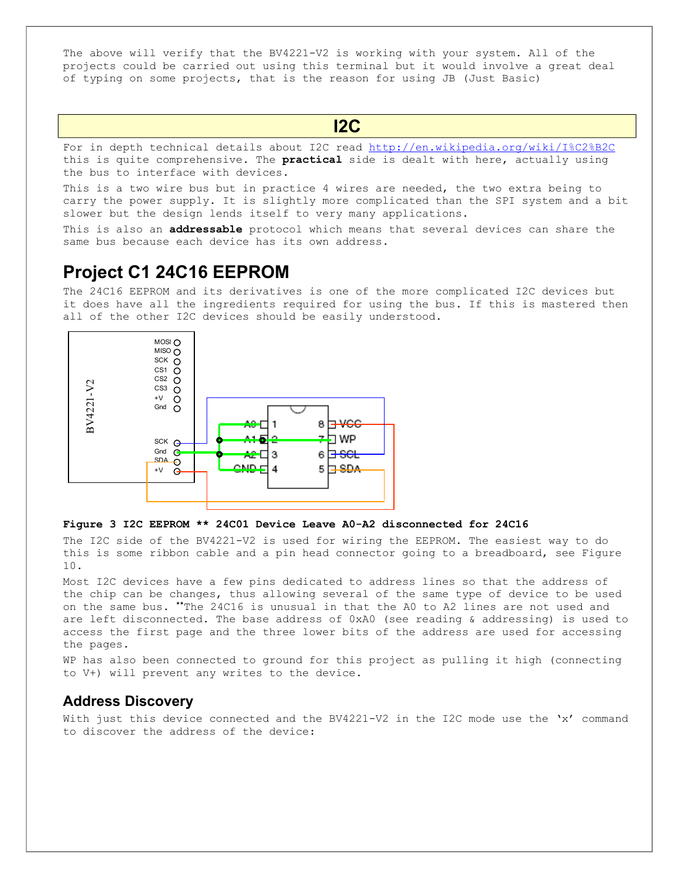The above will verify that the BV4221-V2 is working with your system. All of the projects could be carried out using this terminal but it would involve a great deal of typing on some projects, that is the reason for using JB (Just Basic)

# I2C

For in depth technical details about I2C read http://en.wikipedia.org/wiki/I%C2%B2C this is quite comprehensive. The **practical** side is dealt with here, actually using the bus to interface with devices.

This is a two wire bus but in practice 4 wires are needed, the two extra being to carry the power supply. It is slightly more complicated than the SPI system and a bit slower but the design lends itself to very many applications.

This is also an **addressable** protocol which means that several devices can share the same bus because each device has its own address.

## Project C1 24C16 EEPROM

The 24C16 EEPROM and its derivatives is one of the more complicated I2C devices but it does have all the ingredients required for using the bus. If this is mastered then all of the other I2C devices should be easily understood.

**Figure 3 I2C EEPROM ** 24C01 Device Leave A0-A2 disconnected for 24C16**

The I2C side of the BV4221-V2 is used for wiring the EEPROM. The easiest way to do this is some ribbon cable and a pin head connector going to a breadboard, see Figure 10.

Most I2C devices have a few pins dedicated to address lines so that the address of the chip can be changes, thus allowing several of the same type of device to be used on the same bus. **The 24C16 is unusual in that the A0 to A2 lines are not used and are left disconnected. The base address of 0xA0 (see reading & addressing) is used to access the first page and the three lower bits of the address are used for accessing the pages.

WP has also been connected to ground for this project as pulling it high (connecting to V+) will prevent any writes to the device.

### Address Discovery

With just this device connected and the BV4221-V2 in the I2C mode use the 'x' command to discover the address of the device: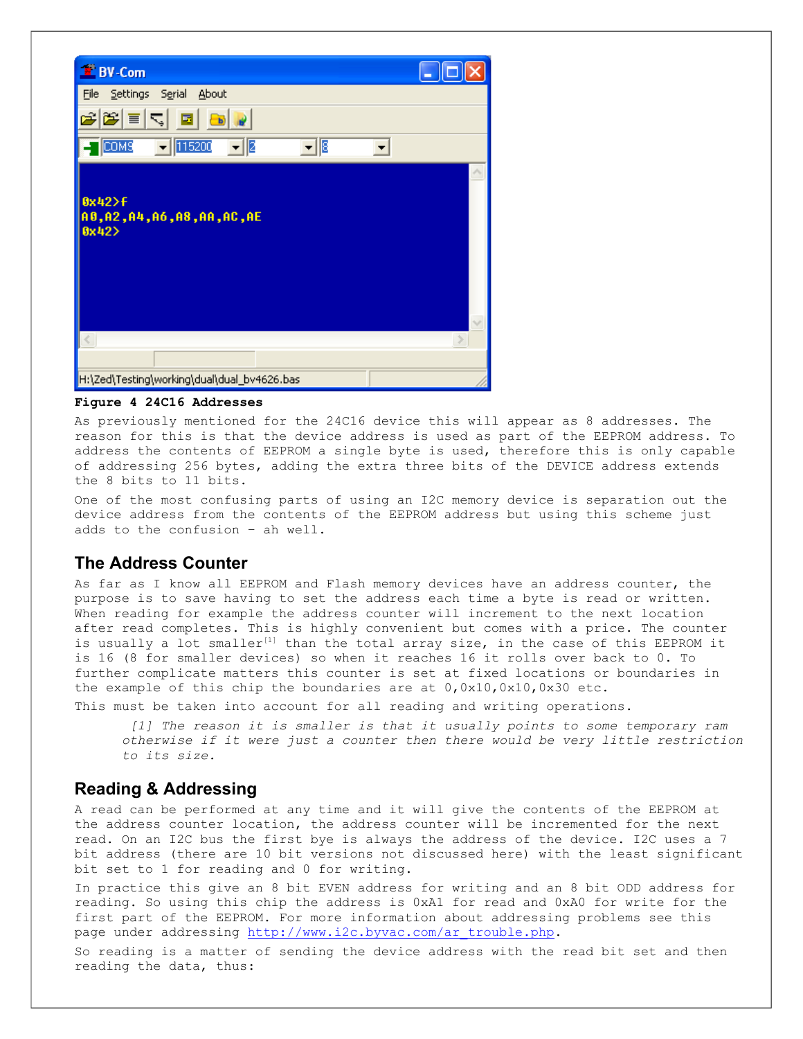BV-Com

File Settings Serial About

COM9 115200 2 8

```
0x42>f
A0,A2,A4,A6,A8,AA,AC,AE
0x42>
```

H:\Zed\Testing\working\dual\dual_bv4626.bas

**Figure 4 24C16 Addresses**

As previously mentioned for the 24C16 device this will appear as 8 addresses. The reason for this is that the device address is used as part of the EEPROM address. To address the contents of EEPROM a single byte is used, therefore this is only capable of addressing 256 bytes, adding the extra three bits of the DEVICE address extends the 8 bits to 11 bits.

One of the most confusing parts of using an I2C memory device is separation out the device address from the contents of the EEPROM address but using this scheme just adds to the confusion – ah well.

## The Address Counter

As far as I know all EEPROM and Flash memory devices have an address counter, the purpose is to save having to set the address each time a byte is read or written. When reading for example the address counter will increment to the next location after read completes. This is highly convenient but comes with a price. The counter is usually a lot smaller[1] than the total array size, in the case of this EEPROM it is 16 (8 for smaller devices) so when it reaches 16 it rolls over back to 0. To further complicate matters this counter is set at fixed locations or boundaries in the example of this chip the boundaries are at 0,0x10,0x10,0x30 etc.

This must be taken into account for all reading and writing operations.

> *[1] The reason it is smaller is that it usually points to some temporary ram otherwise if it were just a counter then there would be very little restriction to its size.*

## Reading & Addressing

A read can be performed at any time and it will give the contents of the EEPROM at the address counter location, the address counter will be incremented for the next read. On an I2C bus the first bye is always the address of the device. I2C uses a 7 bit address (there are 10 bit versions not discussed here) with the least significant bit set to 1 for reading and 0 for writing.

In practice this give an 8 bit EVEN address for writing and an 8 bit ODD address for reading. So using this chip the address is 0xA1 for read and 0xA0 for write for the first part of the EEPROM. For more information about addressing problems see this page under addressing http://www.i2c.byvac.com/ar_trouble.php.

So reading is a matter of sending the device address with the read bit set and then reading the data, thus: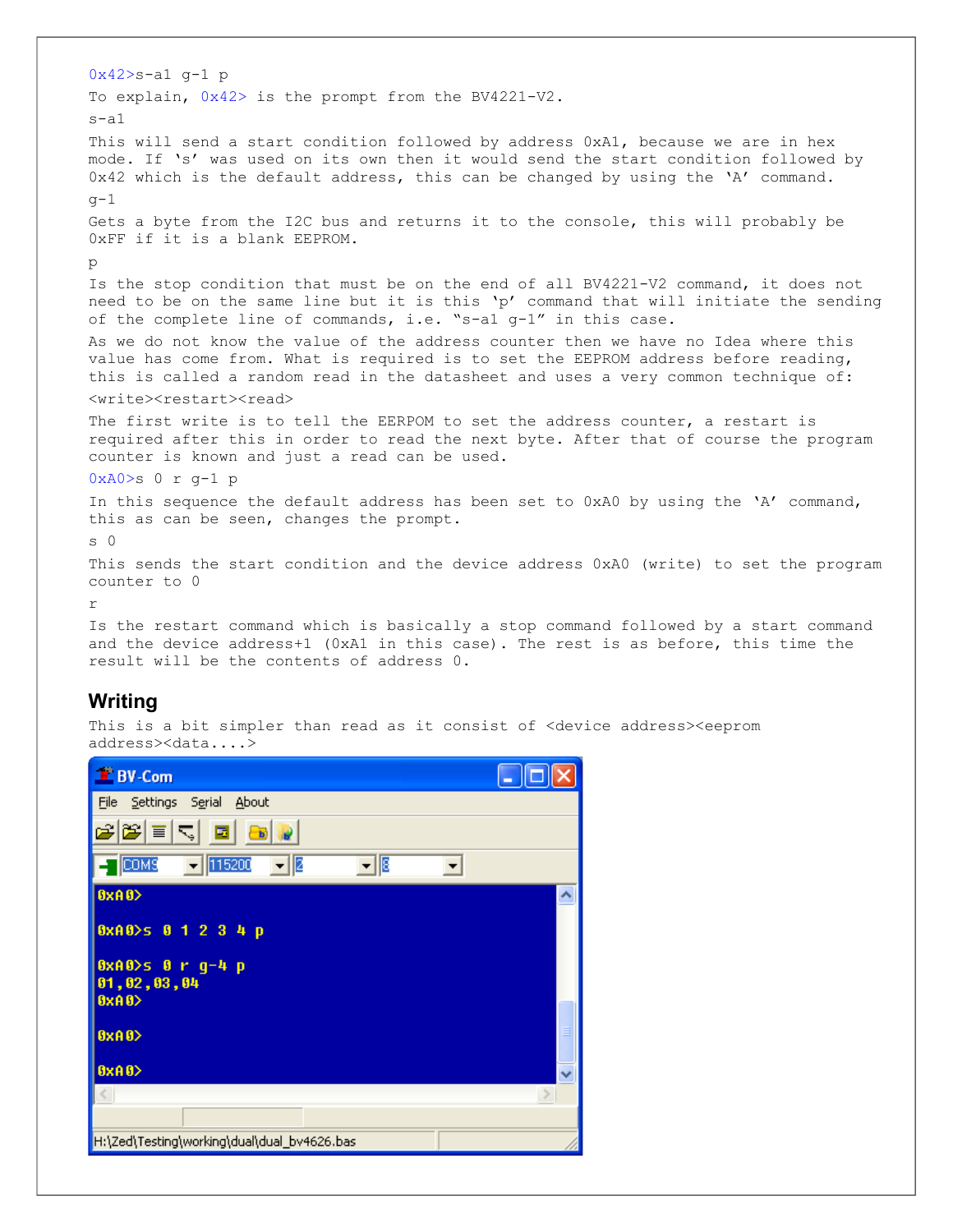```
0x42>s-a1 g-1 p
```

To explain, 0x42> is the prompt from the BV4221-V2.

s-a1

This will send a start condition followed by address 0xA1, because we are in hex mode. If 's' was used on its own then it would send the start condition followed by 0x42 which is the default address, this can be changed by using the 'A' command.

g-1

Gets a byte from the I2C bus and returns it to the console, this will probably be 0xFF if it is a blank EEPROM.

p

Is the stop condition that must be on the end of all BV4221-V2 command, it does not need to be on the same line but it is this 'p' command that will initiate the sending of the complete line of commands, i.e. "s-a1 g-1" in this case.

As we do not know the value of the address counter then we have no Idea where this value has come from. What is required is to set the EEPROM address before reading, this is called a random read in the datasheet and uses a very common technique of:

<write><restart><read>

The first write is to tell the EERPOM to set the address counter, a restart is required after this in order to read the next byte. After that of course the program counter is known and just a read can be used.

```
0xA0>s 0 r g-1 p
```

In this sequence the default address has been set to 0xA0 by using the 'A' command, this as can be seen, changes the prompt.

s 0

This sends the start condition and the device address 0xA0 (write) to set the program counter to 0

r

Is the restart command which is basically a stop command followed by a start command and the device address+1 (0xA1 in this case). The rest is as before, this time the result will be the contents of address 0.

## Writing

This is a bit simpler than read as it consist of <device address><eeprom address><data....>

BV-Com

File Settings Serial About

COM9 115200 2 8

```
0xA0>

0xA0>s 0 1 2 3 4 p

0xA0>s 0 r g-4 p
01,02,03,04
0xA0>

0xA0>

0xA0>
```

H:\Zed\Testing\working\dual\dual_bv4626.bas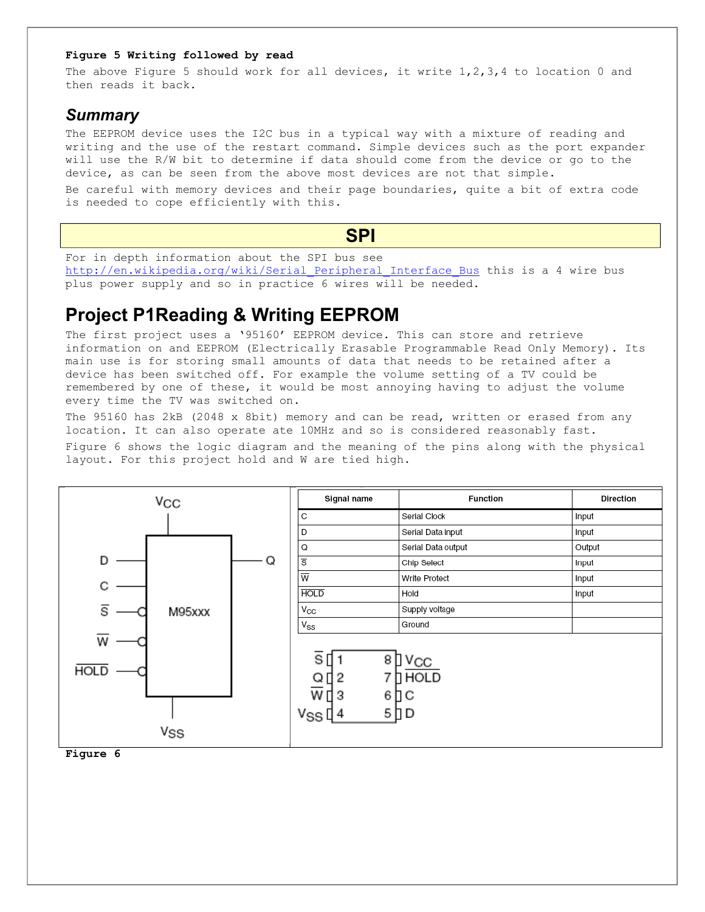**Figure 5 Writing followed by read**

The above Figure 5 should work for all devices, it write 1,2,3,4 to location 0 and then reads it back.

### *Summary*

The EEPROM device uses the I2C bus in a typical way with a mixture of reading and writing and the use of the restart command. Simple devices such as the port expander will use the R/W bit to determine if data should come from the device or go to the device, as can be seen from the above most devices are not that simple.

Be careful with memory devices and their page boundaries, quite a bit of extra code is needed to cope efficiently with this.

## SPI

For in depth information about the SPI bus see http://en.wikipedia.org/wiki/Serial_Peripheral_Interface_Bus this is a 4 wire bus plus power supply and so in practice 6 wires will be needed.

## Project P1Reading & Writing EEPROM

The first project uses a '95160' EEPROM device. This can store and retrieve information on and EEPROM (Electrically Erasable Programmable Read Only Memory). Its main use is for storing small amounts of data that needs to be retained after a device has been switched off. For example the volume setting of a TV could be remembered by one of these, it would be most annoying having to adjust the volume every time the TV was switched on.

The 95160 has 2kB (2048 x 8bit) memory and can be read, written or erased from any location. It can also operate ate 10MHz and so is considered reasonably fast.

Figure 6 shows the logic diagram and the meaning of the pins along with the physical layout. For this project hold and W are tied high.

VCC

D

C

S̅

W̅

HOLD̅

M95xxx

Q

VSS

| Signal name | Function | Direction |
|---|---|---|
| C | Serial Clock | Input |
| D | Serial Data input | Input |
| Q | Serial Data output | Output |
| S̅ | Chip Select | Input |
| W̅ | Write Protect | Input |
| HOLD̅ | Hold | Input |
| $V_{CC}$ | Supply voltage | |
| $V_{SS}$ | Ground | |

S̅ 1 8 VCC

Q 2 7 HOLD̅

W̅ 3 6 C

VSS 4 5 D

**Figure 6**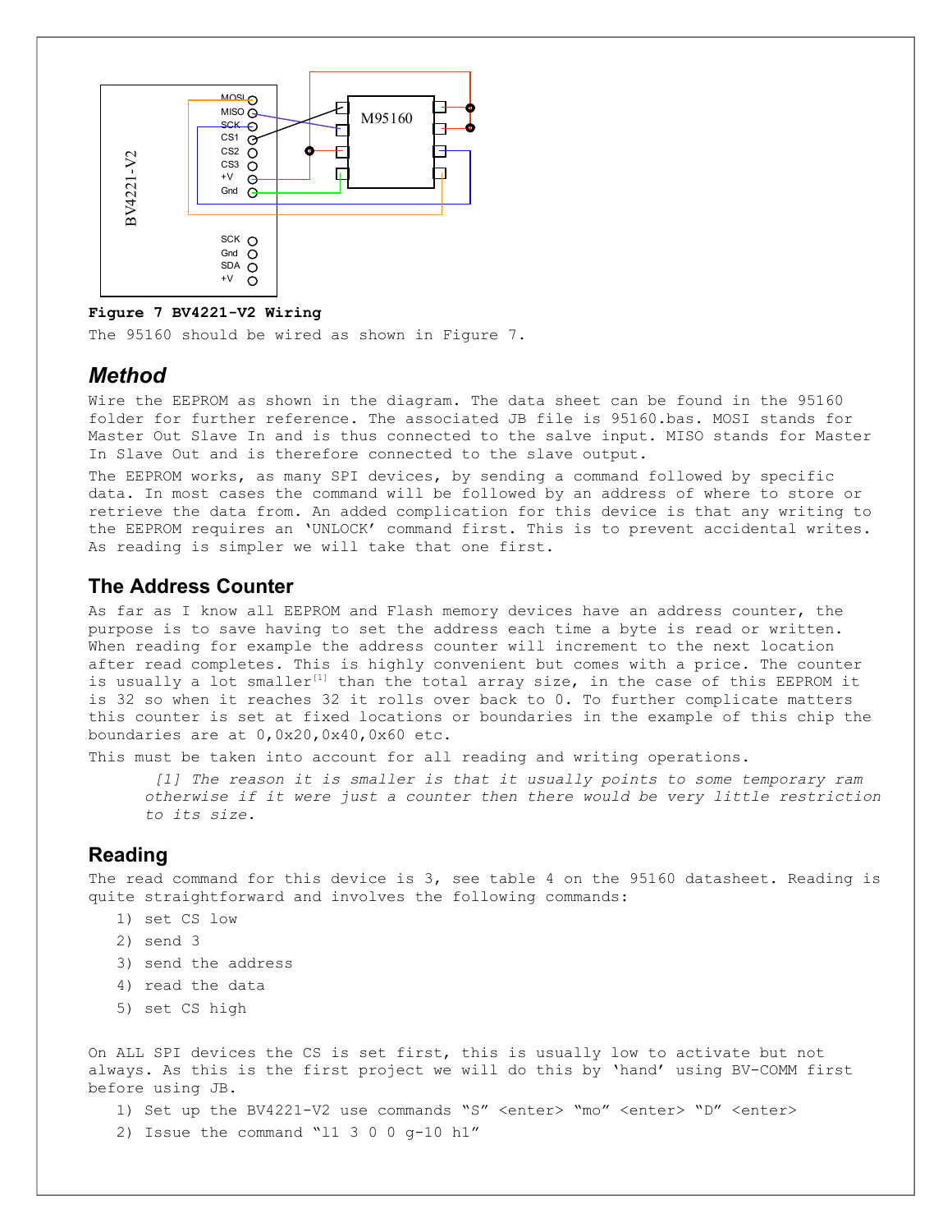BV4221-V2

MOSI
MISO
SCK
CS1
CS2
CS3
+V
Gnd

SCK
Gnd
SDA
+V

M95160

**Figure 7 BV4221-V2 Wiring**

The 95160 should be wired as shown in Figure 7.

## Method

Wire the EEPROM as shown in the diagram. The data sheet can be found in the 95160 folder for further reference. The associated JB file is 95160.bas. MOSI stands for Master Out Slave In and is thus connected to the salve input. MISO stands for Master In Slave Out and is therefore connected to the slave output.

The EEPROM works, as many SPI devices, by sending a command followed by specific data. In most cases the command will be followed by an address of where to store or retrieve the data from. An added complication for this device is that any writing to the EEPROM requires an 'UNLOCK' command first. This is to prevent accidental writes. As reading is simpler we will take that one first.

### The Address Counter

As far as I know all EEPROM and Flash memory devices have an address counter, the purpose is to save having to set the address each time a byte is read or written. When reading for example the address counter will increment to the next location after read completes. This is highly convenient but comes with a price. The counter is usually a lot smaller[1] than the total array size, in the case of this EEPROM it is 32 so when it reaches 32 it rolls over back to 0. To further complicate matters this counter is set at fixed locations or boundaries in the example of this chip the boundaries are at 0,0x20,0x40,0x60 etc.

This must be taken into account for all reading and writing operations.

> *[1] The reason it is smaller is that it usually points to some temporary ram otherwise if it were just a counter then there would be very little restriction to its size.*

### Reading

The read command for this device is 3, see table 4 on the 95160 datasheet. Reading is quite straightforward and involves the following commands:

1) set CS low
2) send 3
3) send the address
4) read the data
5) set CS high

On ALL SPI devices the CS is set first, this is usually low to activate but not always. As this is the first project we will do this by 'hand' using BV-COMM first before using JB.

1) Set up the BV4221-V2 use commands "S" <enter> "mo" <enter> "D" <enter>
2) Issue the command "l1 3 0 0 g-10 h1"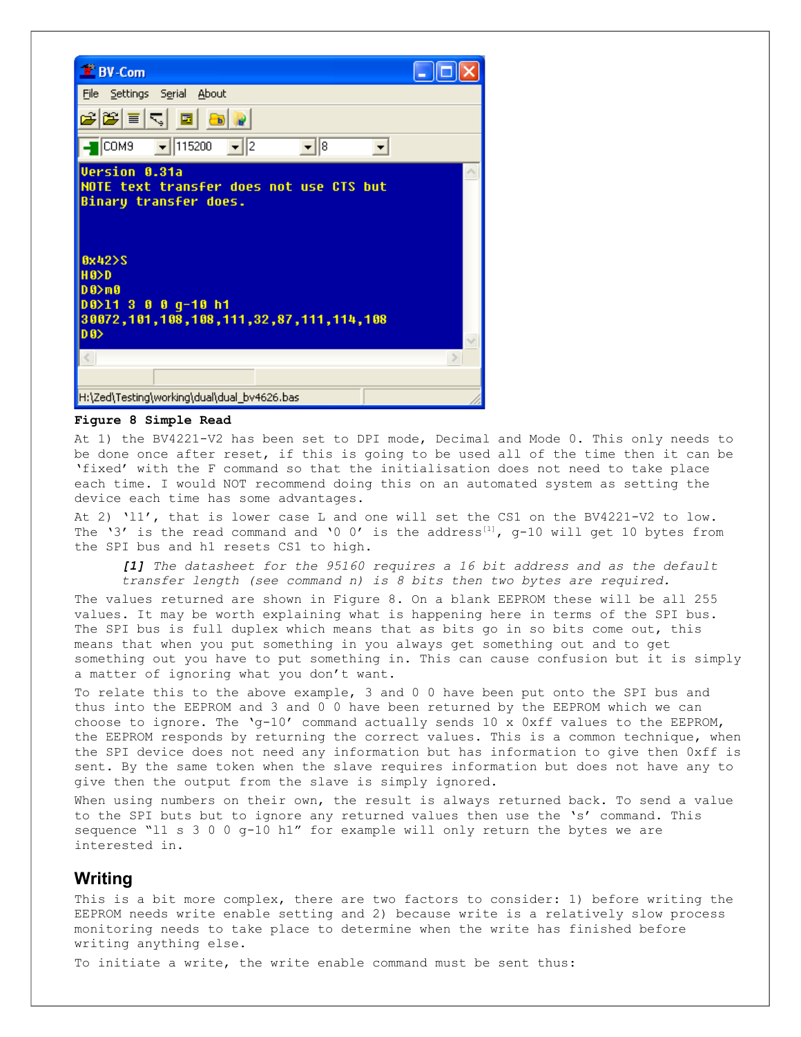**Figure 8 Simple Read**

At 1) the BV4221-V2 has been set to DPI mode, Decimal and Mode 0. This only needs to be done once after reset, if this is going to be used all of the time then it can be 'fixed' with the F command so that the initialisation does not need to take place each time. I would NOT recommend doing this on an automated system as setting the device each time has some advantages.

At 2) 'l1', that is lower case L and one will set the CS1 on the BV4221-V2 to low. The '3' is the read command and '0 0' is the address[1], g-10 will get 10 bytes from the SPI bus and h1 resets CS1 to high.

> ***[1]*** *The datasheet for the 95160 requires a 16 bit address and as the default transfer length (see command n) is 8 bits then two bytes are required.*

The values returned are shown in Figure 8. On a blank EEPROM these will be all 255 values. It may be worth explaining what is happening here in terms of the SPI bus. The SPI bus is full duplex which means that as bits go in so bits come out, this means that when you put something in you always get something out and to get something out you have to put something in. This can cause confusion but it is simply a matter of ignoring what you don't want.

To relate this to the above example, 3 and 0 0 have been put onto the SPI bus and thus into the EEPROM and 3 and 0 0 have been returned by the EEPROM which we can choose to ignore. The 'g-10' command actually sends 10 x 0xff values to the EEPROM, the EEPROM responds by returning the correct values. This is a common technique, when the SPI device does not need any information but has information to give then 0xff is sent. By the same token when the slave requires information but does not have any to give then the output from the slave is simply ignored.

When using numbers on their own, the result is always returned back. To send a value to the SPI buts but to ignore any returned values then use the 's' command. This sequence "l1 s 3 0 0 g-10 h1" for example will only return the bytes we are interested in.

## Writing

This is a bit more complex, there are two factors to consider: 1) before writing the EEPROM needs write enable setting and 2) because write is a relatively slow process monitoring needs to take place to determine when the write has finished before writing anything else.

To initiate a write, the write enable command must be sent thus: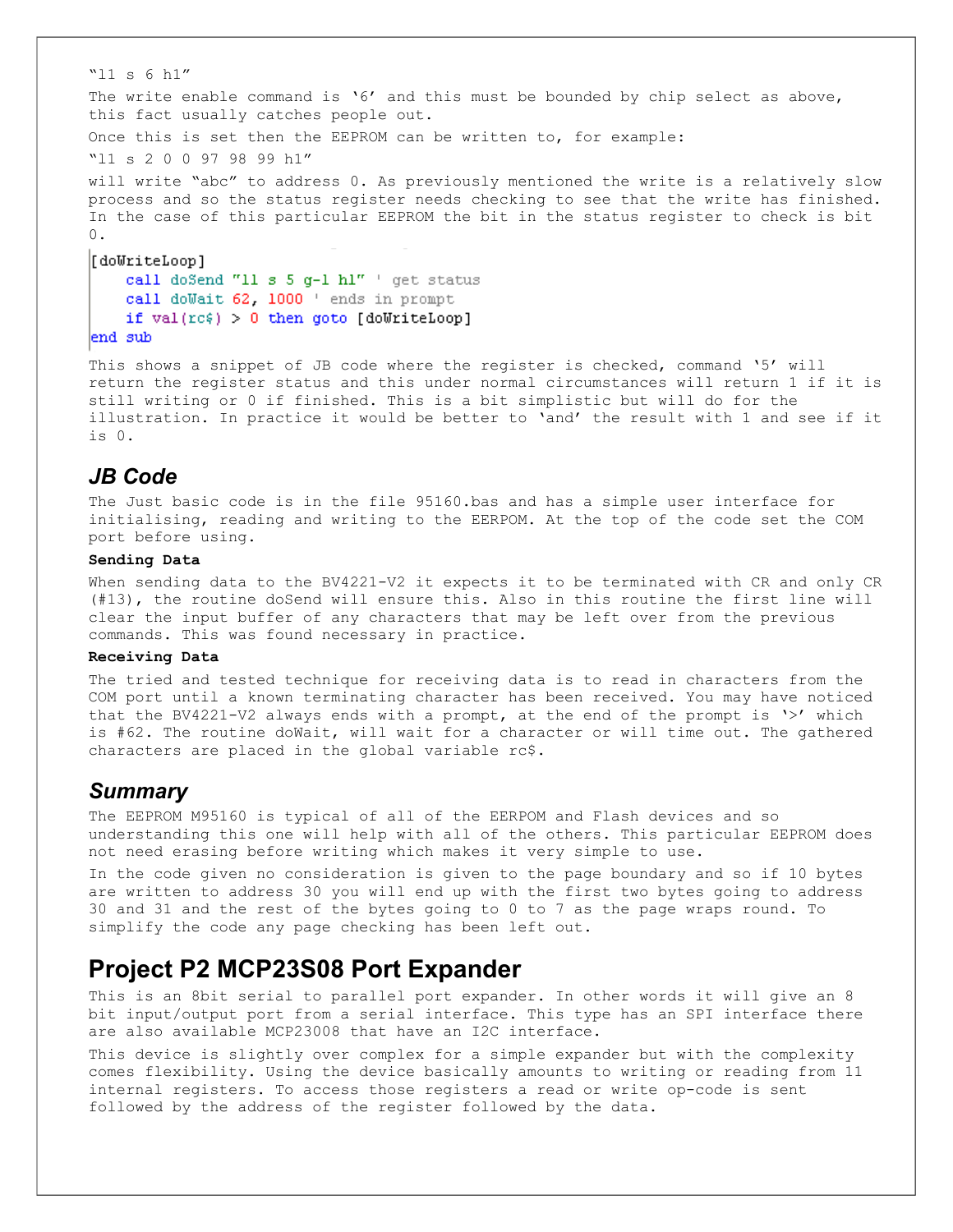"l1 s 6 h1"

The write enable command is '6' and this must be bounded by chip select as above, this fact usually catches people out.

Once this is set then the EEPROM can be written to, for example:

"l1 s 2 0 0 97 98 99 h1"

will write "abc" to address 0. As previously mentioned the write is a relatively slow process and so the status register needs checking to see that the write has finished. In the case of this particular EEPROM the bit in the status register to check is bit 0.

```
[doWriteLoop]
    call doSend "l1 s 5 g-1 h1" ' get status
    call doWait 62, 1000 ' ends in prompt
    if val(rc$) > 0 then goto [doWriteLoop]
end sub
```

This shows a snippet of JB code where the register is checked, command '5' will return the register status and this under normal circumstances will return 1 if it is still writing or 0 if finished. This is a bit simplistic but will do for the illustration. In practice it would be better to 'and' the result with 1 and see if it is 0.

## *JB Code*

The Just basic code is in the file 95160.bas and has a simple user interface for initialising, reading and writing to the EERPOM. At the top of the code set the COM port before using.

**Sending Data**

When sending data to the BV4221-V2 it expects it to be terminated with CR and only CR (#13), the routine doSend will ensure this. Also in this routine the first line will clear the input buffer of any characters that may be left over from the previous commands. This was found necessary in practice.

**Receiving Data**

The tried and tested technique for receiving data is to read in characters from the COM port until a known terminating character has been received. You may have noticed that the BV4221-V2 always ends with a prompt, at the end of the prompt is '>' which is #62. The routine doWait, will wait for a character or will time out. The gathered characters are placed in the global variable rc$.

## *Summary*

The EEPROM M95160 is typical of all of the EERPOM and Flash devices and so understanding this one will help with all of the others. This particular EEPROM does not need erasing before writing which makes it very simple to use.

In the code given no consideration is given to the page boundary and so if 10 bytes are written to address 30 you will end up with the first two bytes going to address 30 and 31 and the rest of the bytes going to 0 to 7 as the page wraps round. To simplify the code any page checking has been left out.

# Project P2 MCP23S08 Port Expander

This is an 8bit serial to parallel port expander. In other words it will give an 8 bit input/output port from a serial interface. This type has an SPI interface there are also available MCP23008 that have an I2C interface.

This device is slightly over complex for a simple expander but with the complexity comes flexibility. Using the device basically amounts to writing or reading from 11 internal registers. To access those registers a read or write op-code is sent followed by the address of the register followed by the data.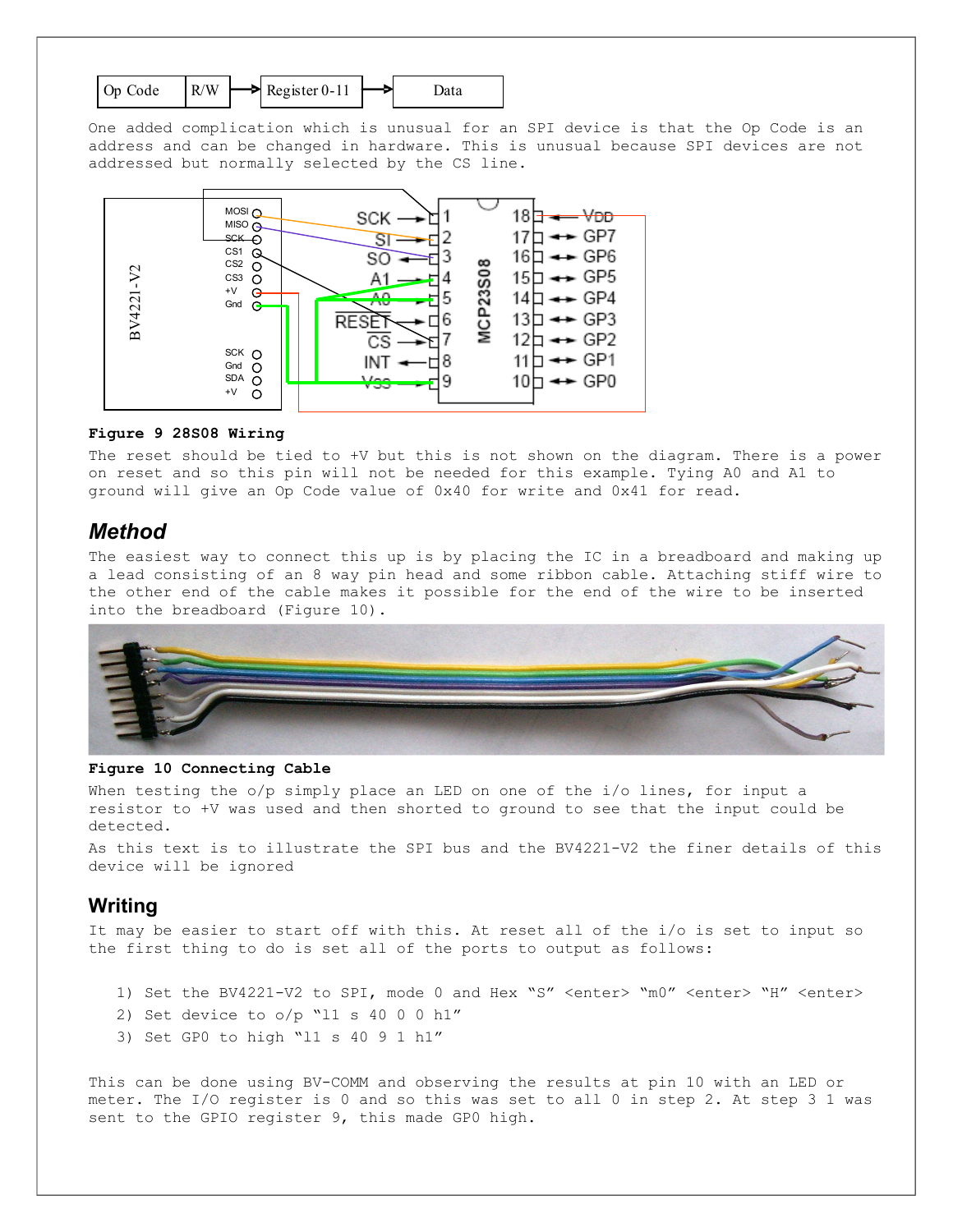Op Code | R/W → Register 0-11 → Data

One added complication which is unusual for an SPI device is that the Op Code is an address and can be changed in hardware. This is unusual because SPI devices are not addressed but normally selected by the CS line.

**Figure 9 28S08 Wiring**

The reset should be tied to +V but this is not shown on the diagram. There is a power on reset and so this pin will not be needed for this example. Tying A0 and A1 to ground will give an Op Code value of 0x40 for write and 0x41 for read.

## Method

The easiest way to connect this up is by placing the IC in a breadboard and making up a lead consisting of an 8 way pin head and some ribbon cable. Attaching stiff wire to the other end of the cable makes it possible for the end of the wire to be inserted into the breadboard (Figure 10).

**Figure 10 Connecting Cable**

When testing the o/p simply place an LED on one of the i/o lines, for input a resistor to +V was used and then shorted to ground to see that the input could be detected.

As this text is to illustrate the SPI bus and the BV4221-V2 the finer details of this device will be ignored

## Writing

It may be easier to start off with this. At reset all of the i/o is set to input so the first thing to do is set all of the ports to output as follows:

1) Set the BV4221-V2 to SPI, mode 0 and Hex "S" <enter> "m0" <enter> "H" <enter>
2) Set device to o/p "l1 s 40 0 0 h1"
3) Set GP0 to high "l1 s 40 9 1 h1"

This can be done using BV-COMM and observing the results at pin 10 with an LED or meter. The I/O register is 0 and so this was set to all 0 in step 2. At step 3 1 was sent to the GPIO register 9, this made GP0 high.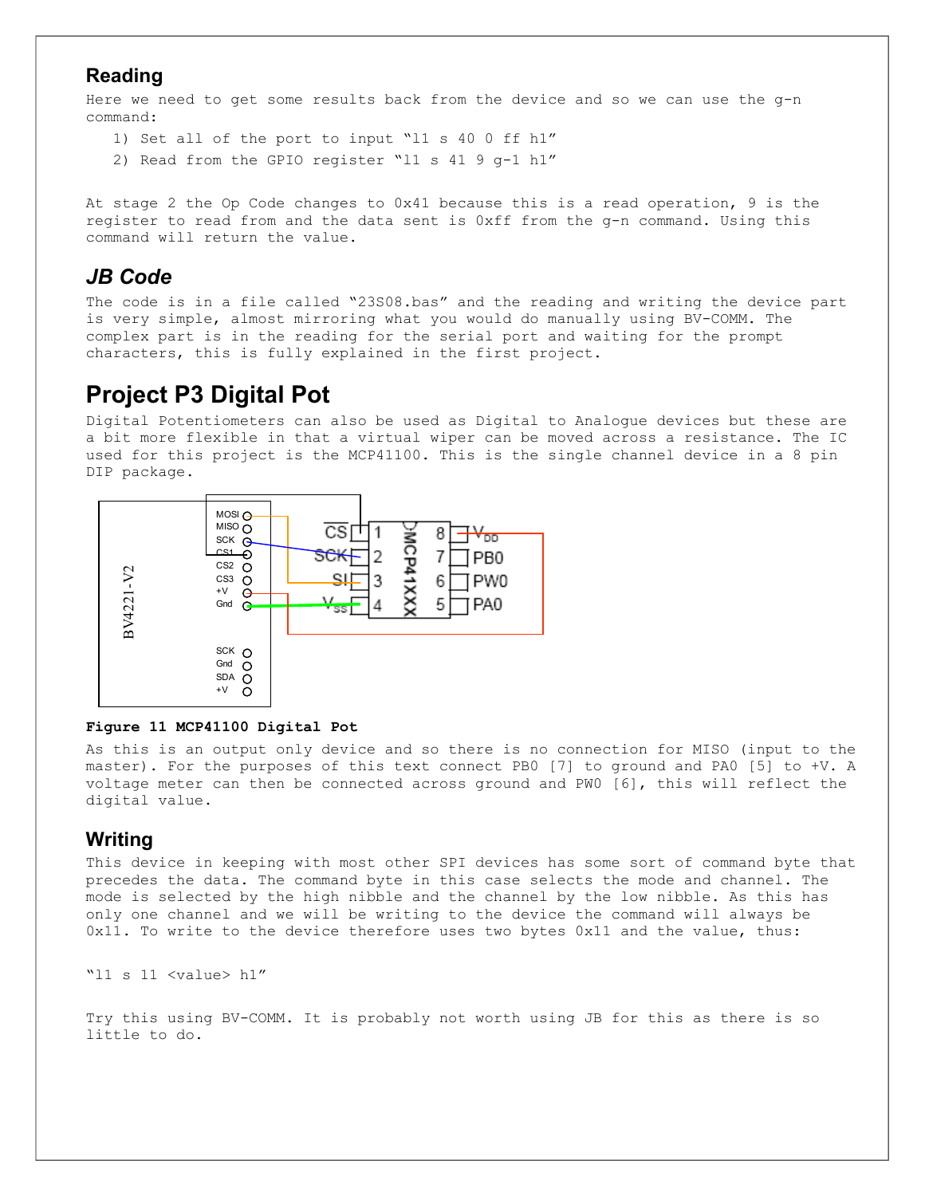### Reading

Here we need to get some results back from the device and so we can use the g-n command:

1) Set all of the port to input “l1 s 40 0 ff h1”
2) Read from the GPIO register “l1 s 41 9 g-1 h1”

At stage 2 the Op Code changes to 0x41 because this is a read operation, 9 is the register to read from and the data sent is 0xff from the g-n command. Using this command will return the value.

### *JB Code*

The code is in a file called “23S08.bas” and the reading and writing the device part is very simple, almost mirroring what you would do manually using BV-COMM. The complex part is in the reading for the serial port and waiting for the prompt characters, this is fully explained in the first project.

## Project P3 Digital Pot

Digital Potentiometers can also be used as Digital to Analogue devices but these are a bit more flexible in that a virtual wiper can be moved across a resistance. The IC used for this project is the MCP41100. This is the single channel device in a 8 pin DIP package.

BV4221-V2

MOSI
MISO
SCK
CS1
CS2
CS3
+V
Gnd

SCK
Gnd
SDA
+V

CS 1
SCK 2
SI 3
$V_{SS}$ 4

MCP41XXX

8 $V_{DD}$
7 PB0
6 PW0
5 PA0

**Figure 11 MCP41100 Digital Pot**

As this is an output only device and so there is no connection for MISO (input to the master). For the purposes of this text connect PB0 [7] to ground and PA0 [5] to +V. A voltage meter can then be connected across ground and PW0 [6], this will reflect the digital value.

### Writing

This device in keeping with most other SPI devices has some sort of command byte that precedes the data. The command byte in this case selects the mode and channel. The mode is selected by the high nibble and the channel by the low nibble. As this has only one channel and we will be writing to the device the command will always be 0x11. To write to the device therefore uses two bytes 0x11 and the value, thus:

“l1 s 11 <value> h1”

Try this using BV-COMM. It is probably not worth using JB for this as there is so little to do.